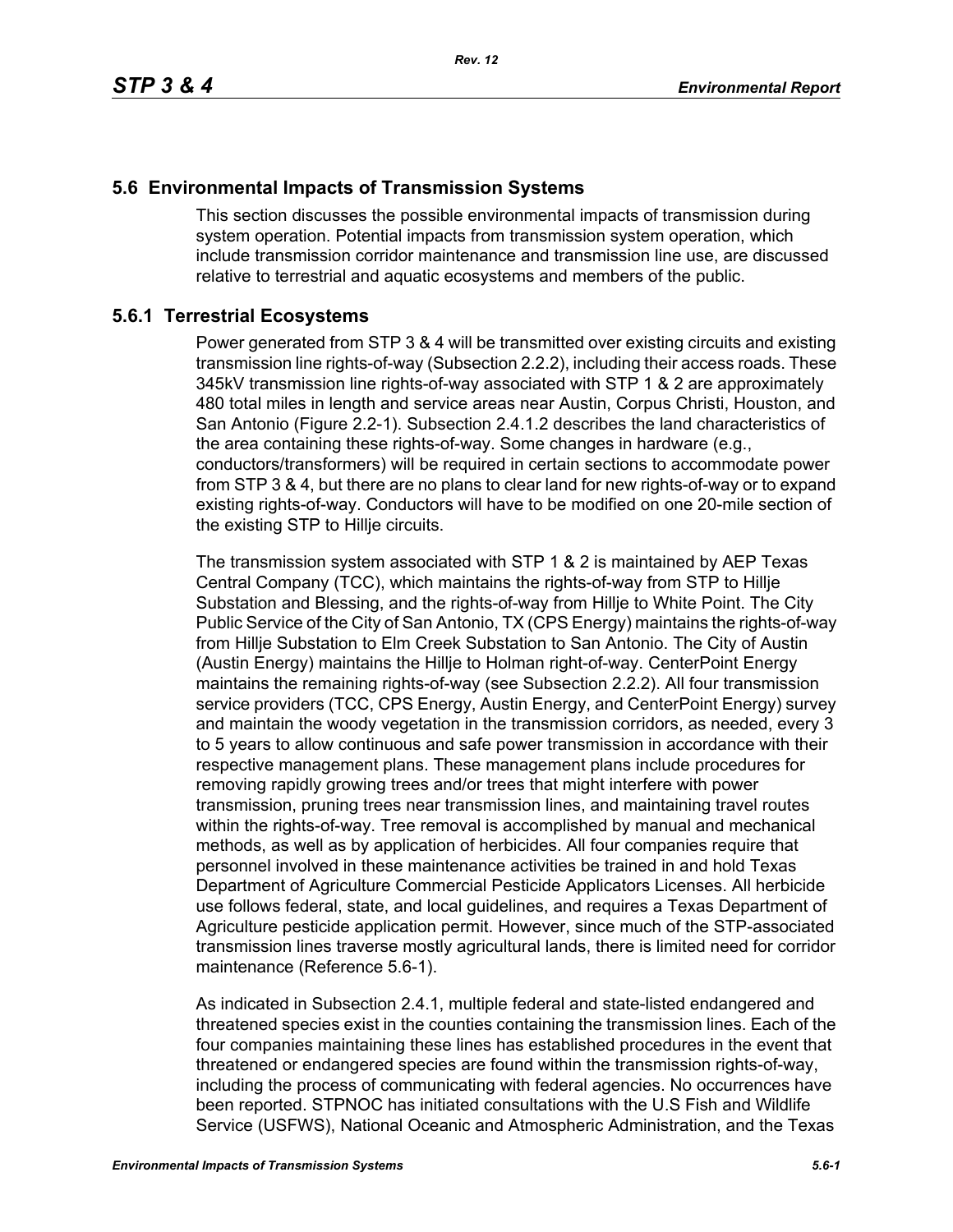## 5.6 Environmental Impacts of Transmission Systems

This section discusses the possible environmental impacts of transmission during system operation. Potential impacts from transmission system operation, which include transmission corridor maintenance and transmission line use, are discussed relative to terrestrial and aquatic ecosystems and members of the public.

### 5.6.1 Terrestrial Ecosystems

Power generated from STP 3 & 4 will be transmitted over existing circuits and existing transmission line rights-of-way (Subsection 2.2.2), including their access roads. These 345kV transmission line rights-of-way associated with STP 1 & 2 are approximately 480 total miles in length and service areas near Austin, Corpus Christi, Houston, and San Antonio (Figure 2.2-1). Subsection 2.4.1.2 describes the land characteristics of the area containing these rights-of-way. Some changes in hardware (e.g., conductors/transformers) will be required in certain sections to accommodate power from STP 3 & 4, but there are no plans to clear land for new rights-of-way or to expand existing rights-of-way. Conductors will have to be modified on one 20-mile section of the existing STP to Hillje circuits.

The transmission system associated with STP 1 & 2 is maintained by AEP Texas Central Company (TCC), which maintains the rights-of-way from STP to Hillje Substation and Blessing, and the rights-of-way from Hillje to White Point. The City Public Service of the City of San Antonio, TX (CPS Energy) maintains the rights-of-way from Hillje Substation to Elm Creek Substation to San Antonio. The City of Austin (Austin Energy) maintains the Hillje to Holman right-of-way. CenterPoint Energy maintains the remaining rights-of-way (see Subsection 2.2.2). All four transmission service providers (TCC, CPS Energy, Austin Energy, and CenterPoint Energy) survey and maintain the woody vegetation in the transmission corridors, as needed, every 3 to 5 years to allow continuous and safe power transmission in accordance with their respective management plans. These management plans include procedures for removing rapidly growing trees and/or trees that might interfere with power transmission, pruning trees near transmission lines, and maintaining travel routes within the rights-of-way. Tree removal is accomplished by manual and mechanical methods, as well as by application of herbicides. All four companies require that personnel involved in these maintenance activities be trained in and hold Texas Department of Agriculture Commercial Pesticide Applicators Licenses. All herbicide use follows federal, state, and local guidelines, and requires a Texas Department of Agriculture pesticide application permit. However, since much of the STP-associated transmission lines traverse mostly agricultural lands, there is limited need for corridor maintenance (Reference 5.6-1).

As indicated in Subsection 2.4.1, multiple federal and state-listed endangered and threatened species exist in the counties containing the transmission lines. Each of the four companies maintaining these lines has established procedures in the event that threatened or endangered species are found within the transmission rights-of-way, including the process of communicating with federal agencies. No occurrences have been reported. STPNOC has initiated consultations with the U.S Fish and Wildlife Service (USFWS), National Oceanic and Atmospheric Administration, and the Texas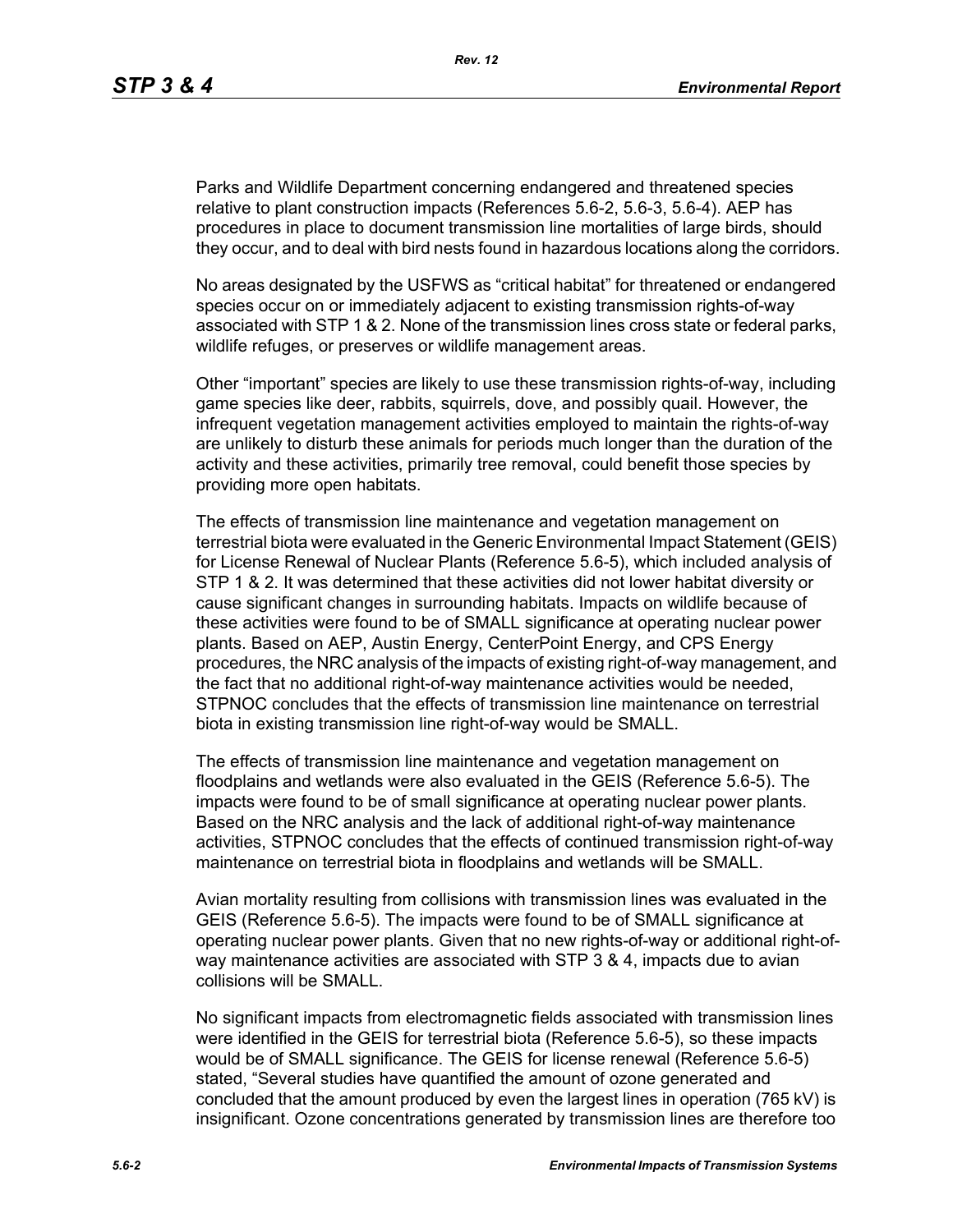Parks and Wildlife Department concerning endangered and threatened species relative to plant construction impacts (References 5.6-2, 5.6-3, 5.6-4). AEP has procedures in place to document transmission line mortalities of large birds, should they occur, and to deal with bird nests found in hazardous locations along the corridors.

No areas designated by the USFWS as "critical habitat" for threatened or endangered species occur on or immediately adjacent to existing transmission rights-of-way associated with STP 1 & 2. None of the transmission lines cross state or federal parks, wildlife refuges, or preserves or wildlife management areas.

Other "important" species are likely to use these transmission rights-of-way, including game species like deer, rabbits, squirrels, dove, and possibly quail. However, the infrequent vegetation management activities employed to maintain the rights-of-way are unlikely to disturb these animals for periods much longer than the duration of the activity and these activities, primarily tree removal, could benefit those species by providing more open habitats.

The effects of transmission line maintenance and vegetation management on terrestrial biota were evaluated in the Generic Environmental Impact Statement (GEIS) for License Renewal of Nuclear Plants (Reference 5.6-5), which included analysis of STP 1 & 2. It was determined that these activities did not lower habitat diversity or cause significant changes in surrounding habitats. Impacts on wildlife because of these activities were found to be of SMALL significance at operating nuclear power plants. Based on AEP, Austin Energy, CenterPoint Energy, and CPS Energy procedures, the NRC analysis of the impacts of existing right-of-way management, and the fact that no additional right-of-way maintenance activities would be needed, STPNOC concludes that the effects of transmission line maintenance on terrestrial biota in existing transmission line right-of-way would be SMALL.

The effects of transmission line maintenance and vegetation management on floodplains and wetlands were also evaluated in the GEIS (Reference 5.6-5). The impacts were found to be of small significance at operating nuclear power plants. Based on the NRC analysis and the lack of additional right-of-way maintenance activities, STPNOC concludes that the effects of continued transmission right-of-way maintenance on terrestrial biota in floodplains and wetlands will be SMALL.

Avian mortality resulting from collisions with transmission lines was evaluated in the GEIS (Reference 5.6-5). The impacts were found to be of SMALL significance at operating nuclear power plants. Given that no new rights-of-way or additional right-of-way maintenance activities are associated with STP 3 & 4, impacts due to avian collisions will be SMALL.

No significant impacts from electromagnetic fields associated with transmission lines were identified in the GEIS for terrestrial biota (Reference 5.6-5), so these impacts would be of SMALL significance. The GEIS for license renewal (Reference 5.6-5) stated, "Several studies have quantified the amount of ozone generated and concluded that the amount produced by even the largest lines in operation (765 kV) is insignificant. Ozone concentrations generated by transmission lines are therefore too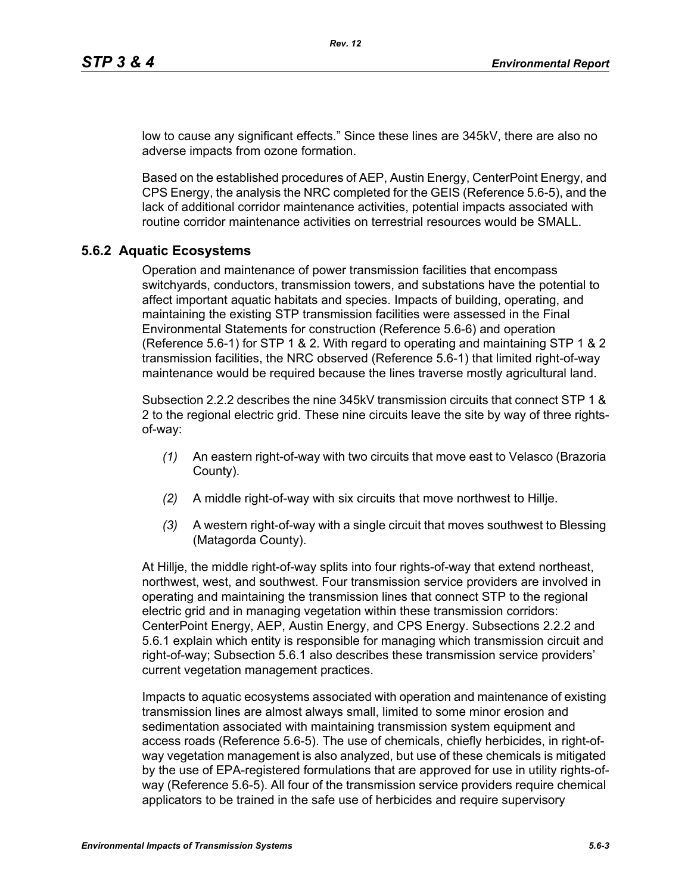low to cause any significant effects." Since these lines are 345kV, there are also no adverse impacts from ozone formation.

Based on the established procedures of AEP, Austin Energy, CenterPoint Energy, and CPS Energy, the analysis the NRC completed for the GEIS (Reference 5.6-5), and the lack of additional corridor maintenance activities, potential impacts associated with routine corridor maintenance activities on terrestrial resources would be SMALL.

### 5.6.2 Aquatic Ecosystems

Operation and maintenance of power transmission facilities that encompass switchyards, conductors, transmission towers, and substations have the potential to affect important aquatic habitats and species. Impacts of building, operating, and maintaining the existing STP transmission facilities were assessed in the Final Environmental Statements for construction (Reference 5.6-6) and operation (Reference 5.6-1) for STP 1 & 2. With regard to operating and maintaining STP 1 & 2 transmission facilities, the NRC observed (Reference 5.6-1) that limited right-of-way maintenance would be required because the lines traverse mostly agricultural land.

Subsection 2.2.2 describes the nine 345kV transmission circuits that connect STP 1 & 2 to the regional electric grid. These nine circuits leave the site by way of three rights-of-way:

*(1)* An eastern right-of-way with two circuits that move east to Velasco (Brazoria County).

*(2)* A middle right-of-way with six circuits that move northwest to Hillje.

*(3)* A western right-of-way with a single circuit that moves southwest to Blessing (Matagorda County).

At Hillje, the middle right-of-way splits into four rights-of-way that extend northeast, northwest, west, and southwest. Four transmission service providers are involved in operating and maintaining the transmission lines that connect STP to the regional electric grid and in managing vegetation within these transmission corridors: CenterPoint Energy, AEP, Austin Energy, and CPS Energy. Subsections 2.2.2 and 5.6.1 explain which entity is responsible for managing which transmission circuit and right-of-way; Subsection 5.6.1 also describes these transmission service providers' current vegetation management practices.

Impacts to aquatic ecosystems associated with operation and maintenance of existing transmission lines are almost always small, limited to some minor erosion and sedimentation associated with maintaining transmission system equipment and access roads (Reference 5.6-5). The use of chemicals, chiefly herbicides, in right-of-way vegetation management is also analyzed, but use of these chemicals is mitigated by the use of EPA-registered formulations that are approved for use in utility rights-of-way (Reference 5.6-5). All four of the transmission service providers require chemical applicators to be trained in the safe use of herbicides and require supervisory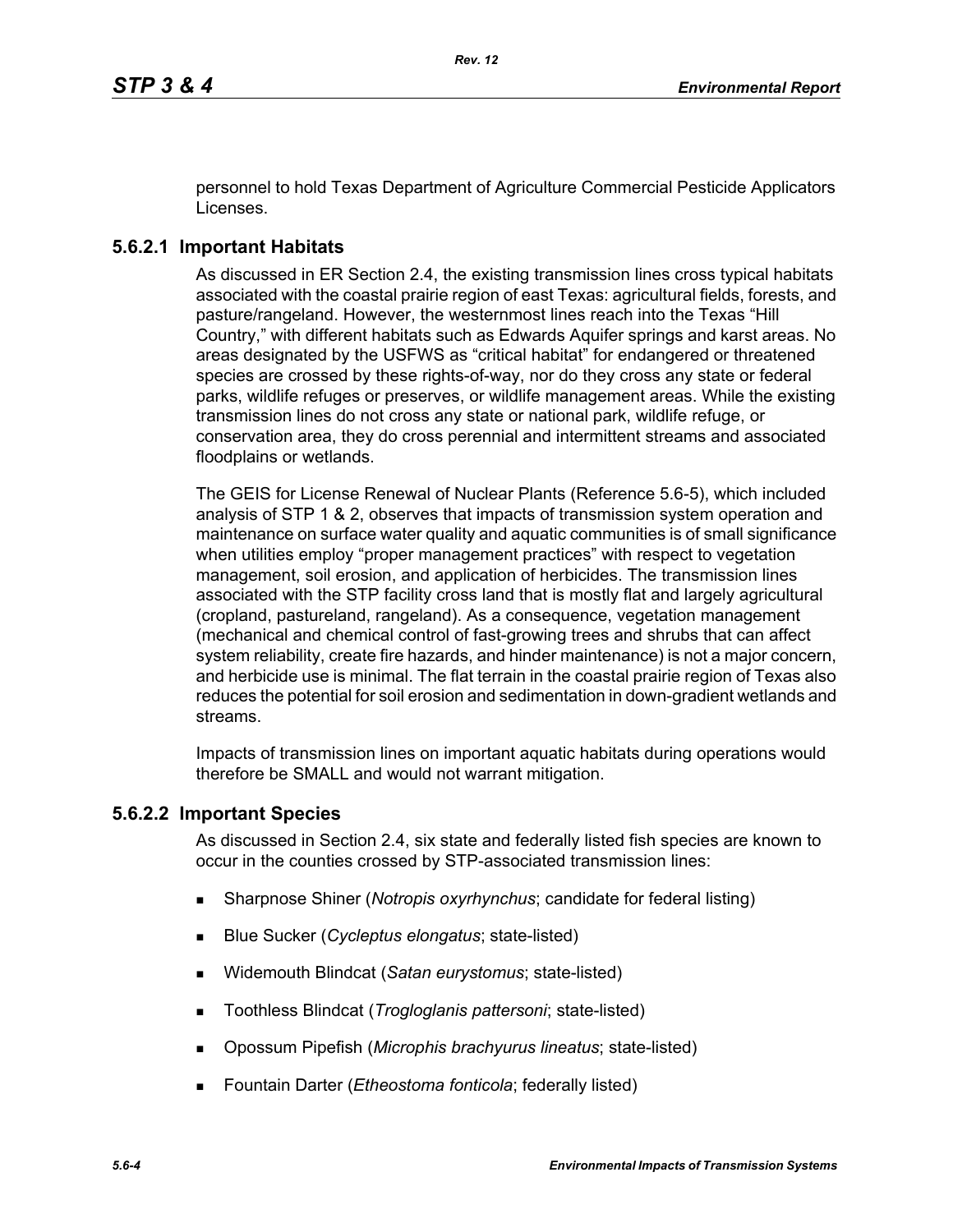personnel to hold Texas Department of Agriculture Commercial Pesticide Applicators Licenses.

### 5.6.2.1 Important Habitats

As discussed in ER Section 2.4, the existing transmission lines cross typical habitats associated with the coastal prairie region of east Texas: agricultural fields, forests, and pasture/rangeland. However, the westernmost lines reach into the Texas "Hill Country," with different habitats such as Edwards Aquifer springs and karst areas. No areas designated by the USFWS as "critical habitat" for endangered or threatened species are crossed by these rights-of-way, nor do they cross any state or federal parks, wildlife refuges or preserves, or wildlife management areas. While the existing transmission lines do not cross any state or national park, wildlife refuge, or conservation area, they do cross perennial and intermittent streams and associated floodplains or wetlands.

The GEIS for License Renewal of Nuclear Plants (Reference 5.6-5), which included analysis of STP 1 & 2, observes that impacts of transmission system operation and maintenance on surface water quality and aquatic communities is of small significance when utilities employ "proper management practices" with respect to vegetation management, soil erosion, and application of herbicides. The transmission lines associated with the STP facility cross land that is mostly flat and largely agricultural (cropland, pastureland, rangeland). As a consequence, vegetation management (mechanical and chemical control of fast-growing trees and shrubs that can affect system reliability, create fire hazards, and hinder maintenance) is not a major concern, and herbicide use is minimal. The flat terrain in the coastal prairie region of Texas also reduces the potential for soil erosion and sedimentation in down-gradient wetlands and streams.

Impacts of transmission lines on important aquatic habitats during operations would therefore be SMALL and would not warrant mitigation.

### 5.6.2.2 Important Species

As discussed in Section 2.4, six state and federally listed fish species are known to occur in the counties crossed by STP-associated transmission lines:

- Sharpnose Shiner (*Notropis oxyrhynchus*; candidate for federal listing)
- Blue Sucker (*Cycleptus elongatus*; state-listed)
- Widemouth Blindcat (*Satan eurystomus*; state-listed)
- Toothless Blindcat (*Trogloglanis pattersoni*; state-listed)
- Opossum Pipefish (*Microphis brachyurus lineatus*; state-listed)
- Fountain Darter (*Etheostoma fonticola*; federally listed)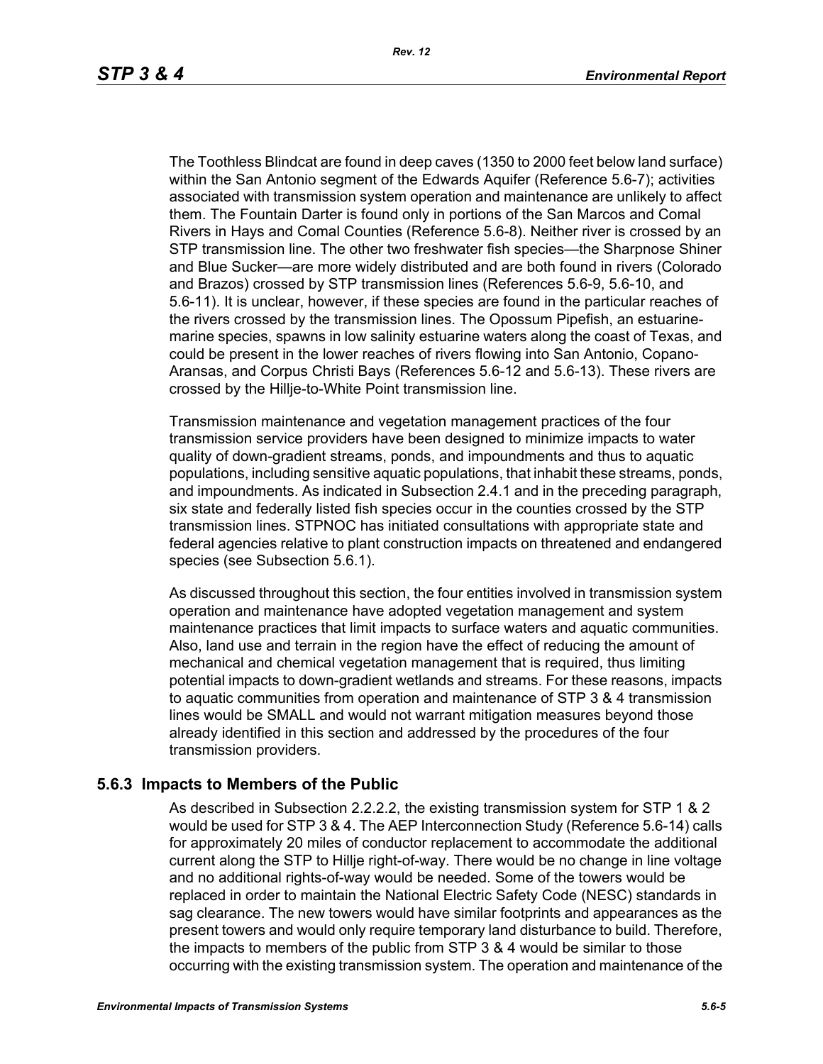The Toothless Blindcat are found in deep caves (1350 to 2000 feet below land surface) within the San Antonio segment of the Edwards Aquifer (Reference 5.6-7); activities associated with transmission system operation and maintenance are unlikely to affect them. The Fountain Darter is found only in portions of the San Marcos and Comal Rivers in Hays and Comal Counties (Reference 5.6-8). Neither river is crossed by an STP transmission line. The other two freshwater fish species—the Sharpnose Shiner and Blue Sucker—are more widely distributed and are both found in rivers (Colorado and Brazos) crossed by STP transmission lines (References 5.6-9, 5.6-10, and 5.6-11). It is unclear, however, if these species are found in the particular reaches of the rivers crossed by the transmission lines. The Opossum Pipefish, an estuarine-marine species, spawns in low salinity estuarine waters along the coast of Texas, and could be present in the lower reaches of rivers flowing into San Antonio, Copano-Aransas, and Corpus Christi Bays (References 5.6-12 and 5.6-13). These rivers are crossed by the Hillje-to-White Point transmission line.

Transmission maintenance and vegetation management practices of the four transmission service providers have been designed to minimize impacts to water quality of down-gradient streams, ponds, and impoundments and thus to aquatic populations, including sensitive aquatic populations, that inhabit these streams, ponds, and impoundments. As indicated in Subsection 2.4.1 and in the preceding paragraph, six state and federally listed fish species occur in the counties crossed by the STP transmission lines. STPNOC has initiated consultations with appropriate state and federal agencies relative to plant construction impacts on threatened and endangered species (see Subsection 5.6.1).

As discussed throughout this section, the four entities involved in transmission system operation and maintenance have adopted vegetation management and system maintenance practices that limit impacts to surface waters and aquatic communities. Also, land use and terrain in the region have the effect of reducing the amount of mechanical and chemical vegetation management that is required, thus limiting potential impacts to down-gradient wetlands and streams. For these reasons, impacts to aquatic communities from operation and maintenance of STP 3 & 4 transmission lines would be SMALL and would not warrant mitigation measures beyond those already identified in this section and addressed by the procedures of the four transmission providers.

### 5.6.3 Impacts to Members of the Public

As described in Subsection 2.2.2.2, the existing transmission system for STP 1 & 2 would be used for STP 3 & 4. The AEP Interconnection Study (Reference 5.6-14) calls for approximately 20 miles of conductor replacement to accommodate the additional current along the STP to Hillje right-of-way. There would be no change in line voltage and no additional rights-of-way would be needed. Some of the towers would be replaced in order to maintain the National Electric Safety Code (NESC) standards in sag clearance. The new towers would have similar footprints and appearances as the present towers and would only require temporary land disturbance to build. Therefore, the impacts to members of the public from STP 3 & 4 would be similar to those occurring with the existing transmission system. The operation and maintenance of the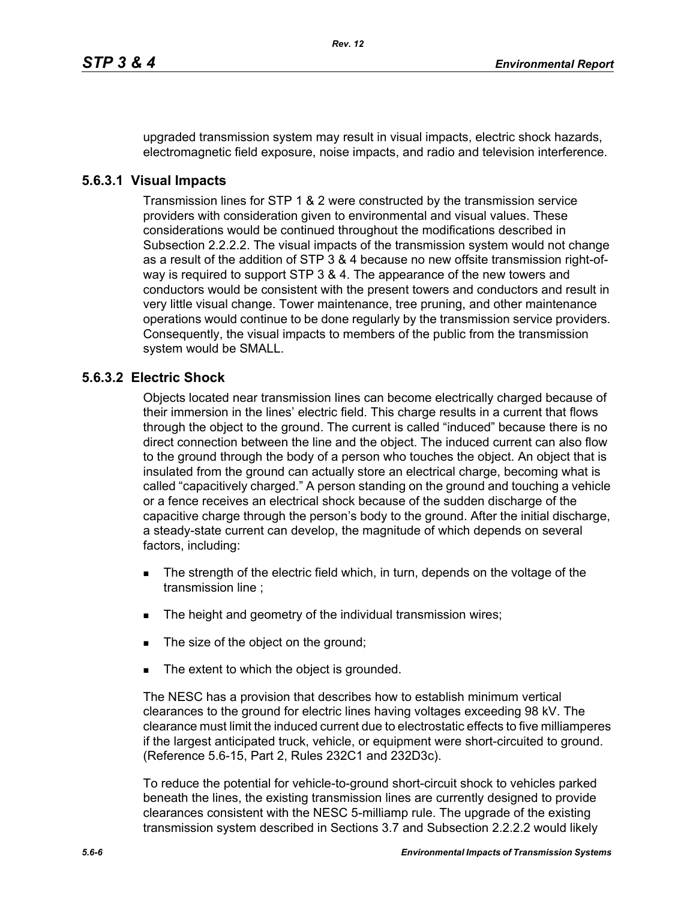upgraded transmission system may result in visual impacts, electric shock hazards, electromagnetic field exposure, noise impacts, and radio and television interference.

### 5.6.3.1 Visual Impacts

Transmission lines for STP 1 & 2 were constructed by the transmission service providers with consideration given to environmental and visual values. These considerations would be continued throughout the modifications described in Subsection 2.2.2.2. The visual impacts of the transmission system would not change as a result of the addition of STP 3 & 4 because no new offsite transmission right-of-way is required to support STP 3 & 4. The appearance of the new towers and conductors would be consistent with the present towers and conductors and result in very little visual change. Tower maintenance, tree pruning, and other maintenance operations would continue to be done regularly by the transmission service providers. Consequently, the visual impacts to members of the public from the transmission system would be SMALL.

### 5.6.3.2 Electric Shock

Objects located near transmission lines can become electrically charged because of their immersion in the lines' electric field. This charge results in a current that flows through the object to the ground. The current is called "induced" because there is no direct connection between the line and the object. The induced current can also flow to the ground through the body of a person who touches the object. An object that is insulated from the ground can actually store an electrical charge, becoming what is called "capacitively charged." A person standing on the ground and touching a vehicle or a fence receives an electrical shock because of the sudden discharge of the capacitive charge through the person's body to the ground. After the initial discharge, a steady-state current can develop, the magnitude of which depends on several factors, including:

- The strength of the electric field which, in turn, depends on the voltage of the transmission line ;
- The height and geometry of the individual transmission wires;
- The size of the object on the ground;
- The extent to which the object is grounded.

The NESC has a provision that describes how to establish minimum vertical clearances to the ground for electric lines having voltages exceeding 98 kV. The clearance must limit the induced current due to electrostatic effects to five milliamperes if the largest anticipated truck, vehicle, or equipment were short-circuited to ground. (Reference 5.6-15, Part 2, Rules 232C1 and 232D3c).

To reduce the potential for vehicle-to-ground short-circuit shock to vehicles parked beneath the lines, the existing transmission lines are currently designed to provide clearances consistent with the NESC 5-milliamp rule. The upgrade of the existing transmission system described in Sections 3.7 and Subsection 2.2.2.2 would likely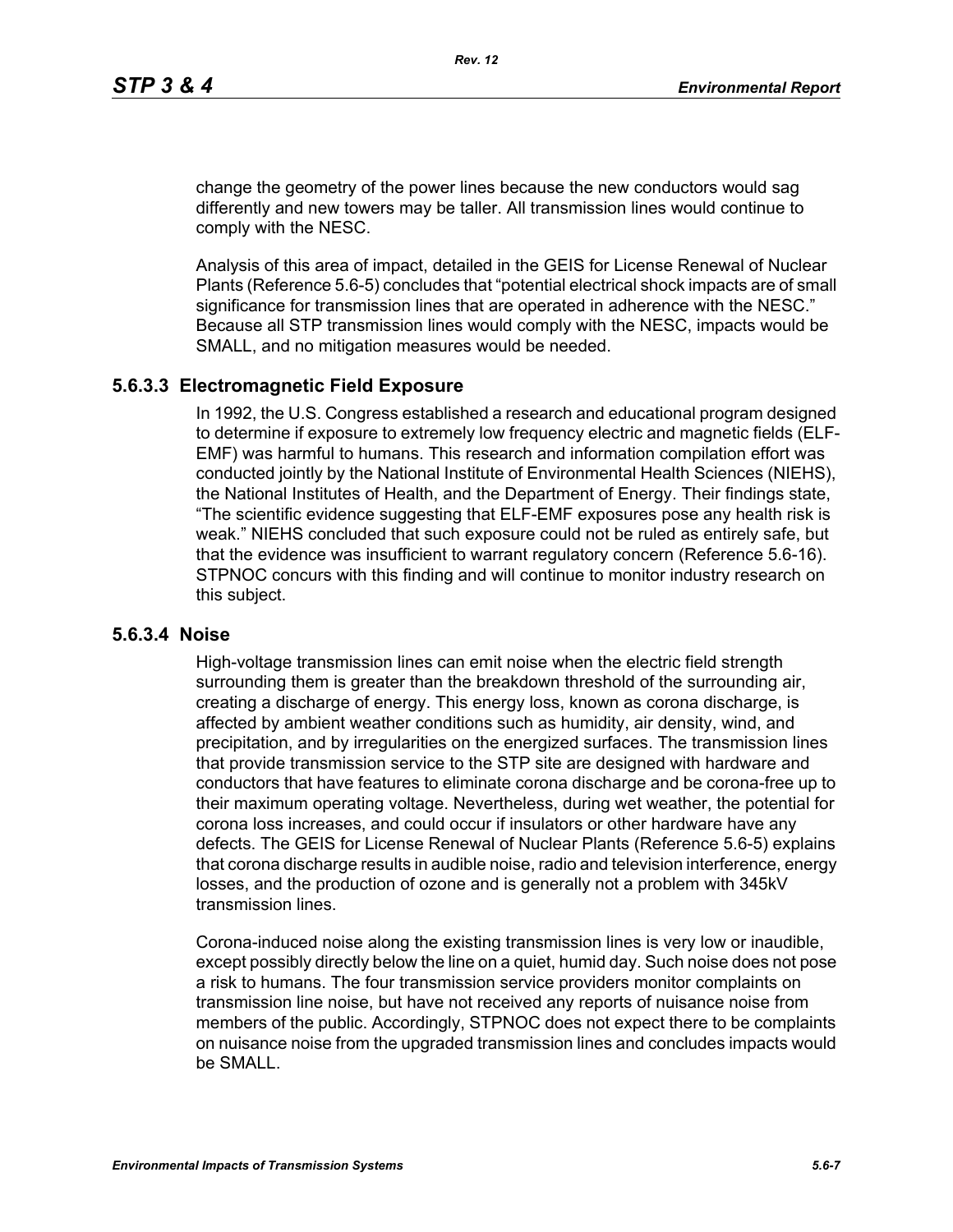change the geometry of the power lines because the new conductors would sag differently and new towers may be taller. All transmission lines would continue to comply with the NESC.

Analysis of this area of impact, detailed in the GEIS for License Renewal of Nuclear Plants (Reference 5.6-5) concludes that "potential electrical shock impacts are of small significance for transmission lines that are operated in adherence with the NESC." Because all STP transmission lines would comply with the NESC, impacts would be SMALL, and no mitigation measures would be needed.

### 5.6.3.3 Electromagnetic Field Exposure

In 1992, the U.S. Congress established a research and educational program designed to determine if exposure to extremely low frequency electric and magnetic fields (ELF-EMF) was harmful to humans. This research and information compilation effort was conducted jointly by the National Institute of Environmental Health Sciences (NIEHS), the National Institutes of Health, and the Department of Energy. Their findings state, "The scientific evidence suggesting that ELF-EMF exposures pose any health risk is weak." NIEHS concluded that such exposure could not be ruled as entirely safe, but that the evidence was insufficient to warrant regulatory concern (Reference 5.6-16). STPNOC concurs with this finding and will continue to monitor industry research on this subject.

### 5.6.3.4 Noise

High-voltage transmission lines can emit noise when the electric field strength surrounding them is greater than the breakdown threshold of the surrounding air, creating a discharge of energy. This energy loss, known as corona discharge, is affected by ambient weather conditions such as humidity, air density, wind, and precipitation, and by irregularities on the energized surfaces. The transmission lines that provide transmission service to the STP site are designed with hardware and conductors that have features to eliminate corona discharge and be corona-free up to their maximum operating voltage. Nevertheless, during wet weather, the potential for corona loss increases, and could occur if insulators or other hardware have any defects. The GEIS for License Renewal of Nuclear Plants (Reference 5.6-5) explains that corona discharge results in audible noise, radio and television interference, energy losses, and the production of ozone and is generally not a problem with 345kV transmission lines.

Corona-induced noise along the existing transmission lines is very low or inaudible, except possibly directly below the line on a quiet, humid day. Such noise does not pose a risk to humans. The four transmission service providers monitor complaints on transmission line noise, but have not received any reports of nuisance noise from members of the public. Accordingly, STPNOC does not expect there to be complaints on nuisance noise from the upgraded transmission lines and concludes impacts would be SMALL.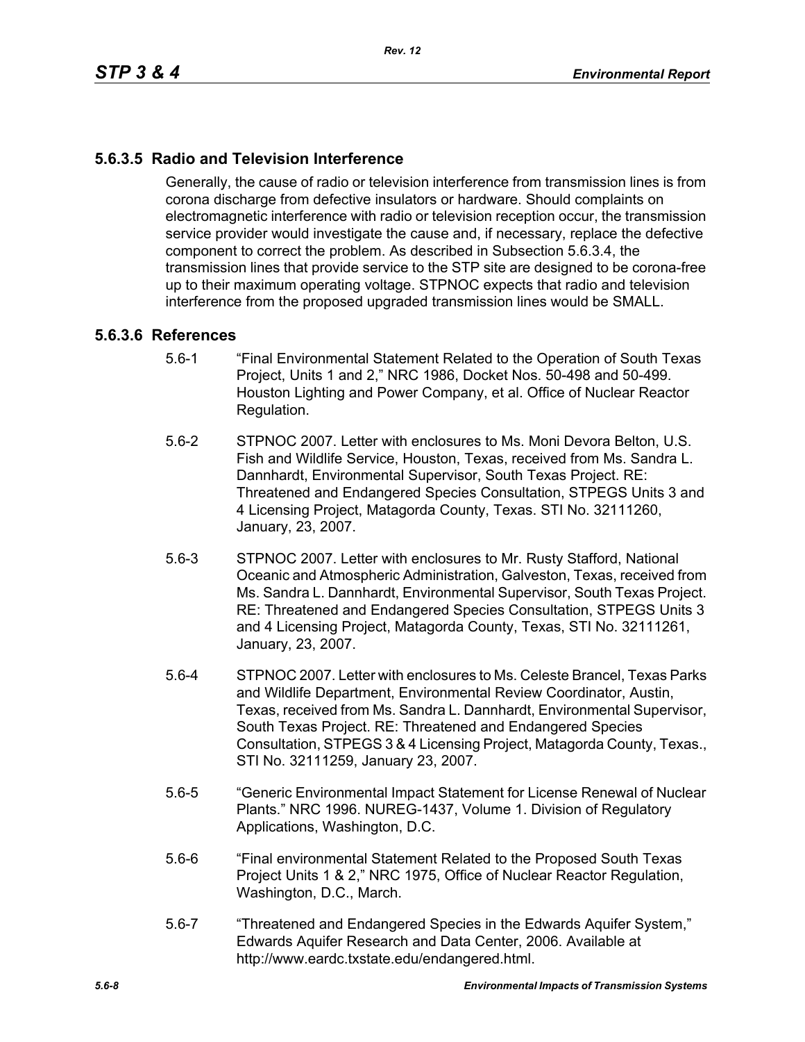### 5.6.3.5 Radio and Television Interference

Generally, the cause of radio or television interference from transmission lines is from corona discharge from defective insulators or hardware. Should complaints on electromagnetic interference with radio or television reception occur, the transmission service provider would investigate the cause and, if necessary, replace the defective component to correct the problem. As described in Subsection 5.6.3.4, the transmission lines that provide service to the STP site are designed to be corona-free up to their maximum operating voltage. STPNOC expects that radio and television interference from the proposed upgraded transmission lines would be SMALL.

### 5.6.3.6 References

5.6-1 "Final Environmental Statement Related to the Operation of South Texas Project, Units 1 and 2," NRC 1986, Docket Nos. 50-498 and 50-499. Houston Lighting and Power Company, et al. Office of Nuclear Reactor Regulation.

5.6-2 STPNOC 2007. Letter with enclosures to Ms. Moni Devora Belton, U.S. Fish and Wildlife Service, Houston, Texas, received from Ms. Sandra L. Dannhardt, Environmental Supervisor, South Texas Project. RE: Threatened and Endangered Species Consultation, STPEGS Units 3 and 4 Licensing Project, Matagorda County, Texas. STI No. 32111260, January, 23, 2007.

5.6-3 STPNOC 2007. Letter with enclosures to Mr. Rusty Stafford, National Oceanic and Atmospheric Administration, Galveston, Texas, received from Ms. Sandra L. Dannhardt, Environmental Supervisor, South Texas Project. RE: Threatened and Endangered Species Consultation, STPEGS Units 3 and 4 Licensing Project, Matagorda County, Texas, STI No. 32111261, January, 23, 2007.

5.6-4 STPNOC 2007. Letter with enclosures to Ms. Celeste Brancel, Texas Parks and Wildlife Department, Environmental Review Coordinator, Austin, Texas, received from Ms. Sandra L. Dannhardt, Environmental Supervisor, South Texas Project. RE: Threatened and Endangered Species Consultation, STPEGS 3 & 4 Licensing Project, Matagorda County, Texas., STI No. 32111259, January 23, 2007.

5.6-5 "Generic Environmental Impact Statement for License Renewal of Nuclear Plants." NRC 1996. NUREG-1437, Volume 1. Division of Regulatory Applications, Washington, D.C.

5.6-6 "Final environmental Statement Related to the Proposed South Texas Project Units 1 & 2," NRC 1975, Office of Nuclear Reactor Regulation, Washington, D.C., March.

5.6-7 "Threatened and Endangered Species in the Edwards Aquifer System," Edwards Aquifer Research and Data Center, 2006. Available at http://www.eardc.txstate.edu/endangered.html.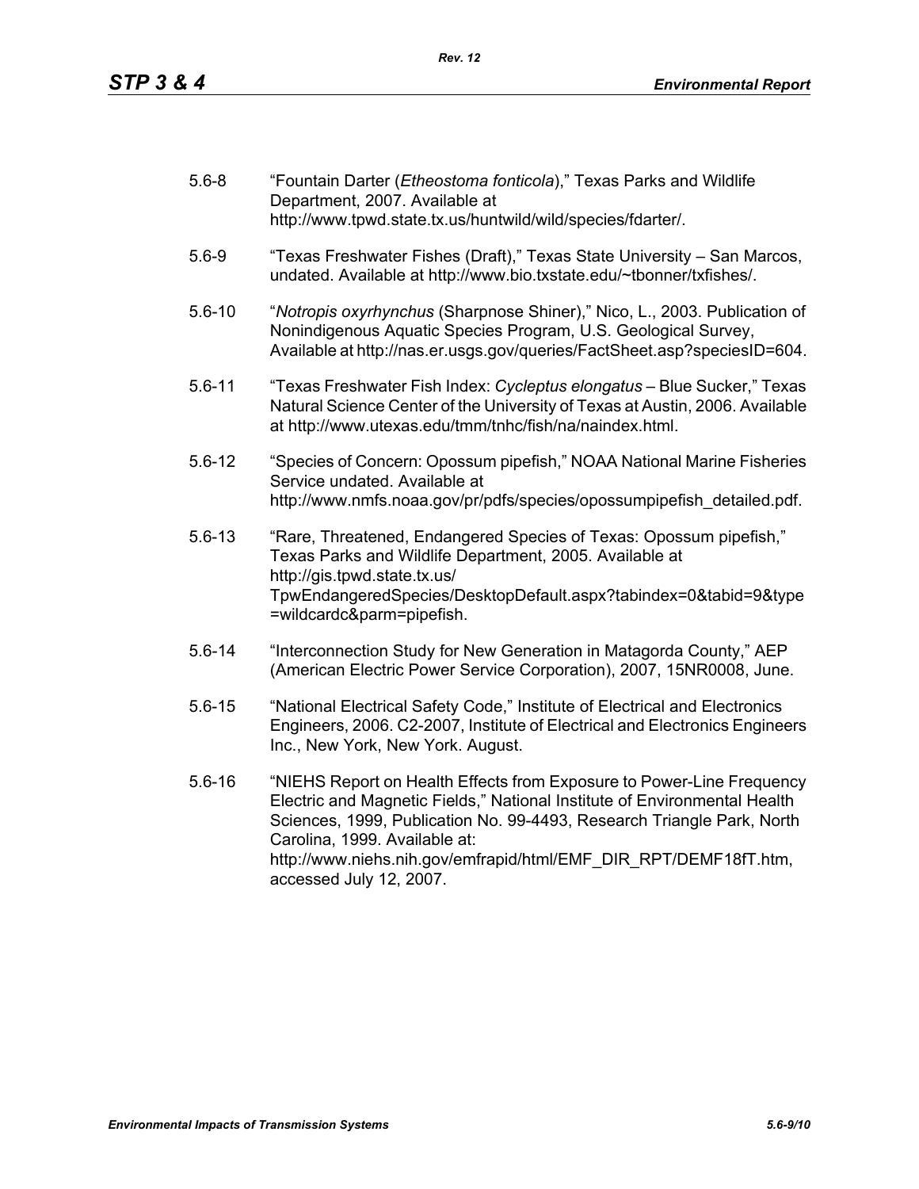5.6-8 "Fountain Darter (*Etheostoma fonticola*)," Texas Parks and Wildlife Department, 2007. Available at http://www.tpwd.state.tx.us/huntwild/wild/species/fdarter/.

5.6-9 "Texas Freshwater Fishes (Draft)," Texas State University – San Marcos, undated. Available at http://www.bio.txstate.edu/~tbonner/txfishes/.

5.6-10 "*Notropis oxyrhynchus* (Sharpnose Shiner)," Nico, L., 2003. Publication of Nonindigenous Aquatic Species Program, U.S. Geological Survey, Available at http://nas.er.usgs.gov/queries/FactSheet.asp?speciesID=604.

5.6-11 "Texas Freshwater Fish Index: *Cycleptus elongatus* – Blue Sucker," Texas Natural Science Center of the University of Texas at Austin, 2006. Available at http://www.utexas.edu/tmm/tnhc/fish/na/naindex.html.

5.6-12 "Species of Concern: Opossum pipefish," NOAA National Marine Fisheries Service undated. Available at http://www.nmfs.noaa.gov/pr/pdfs/species/opossumpipefish_detailed.pdf.

5.6-13 "Rare, Threatened, Endangered Species of Texas: Opossum pipefish," Texas Parks and Wildlife Department, 2005. Available at http://gis.tpwd.state.tx.us/TpwEndangeredSpecies/DesktopDefault.aspx?tabindex=0&tabid=9&type=wildcardc&parm=pipefish.

5.6-14 "Interconnection Study for New Generation in Matagorda County," AEP (American Electric Power Service Corporation), 2007, 15NR0008, June.

5.6-15 "National Electrical Safety Code," Institute of Electrical and Electronics Engineers, 2006. C2-2007, Institute of Electrical and Electronics Engineers Inc., New York, New York. August.

5.6-16 "NIEHS Report on Health Effects from Exposure to Power-Line Frequency Electric and Magnetic Fields," National Institute of Environmental Health Sciences, 1999, Publication No. 99-4493, Research Triangle Park, North Carolina, 1999. Available at: http://www.niehs.nih.gov/emfrapid/html/EMF_DIR_RPT/DEMF18fT.htm, accessed July 12, 2007.